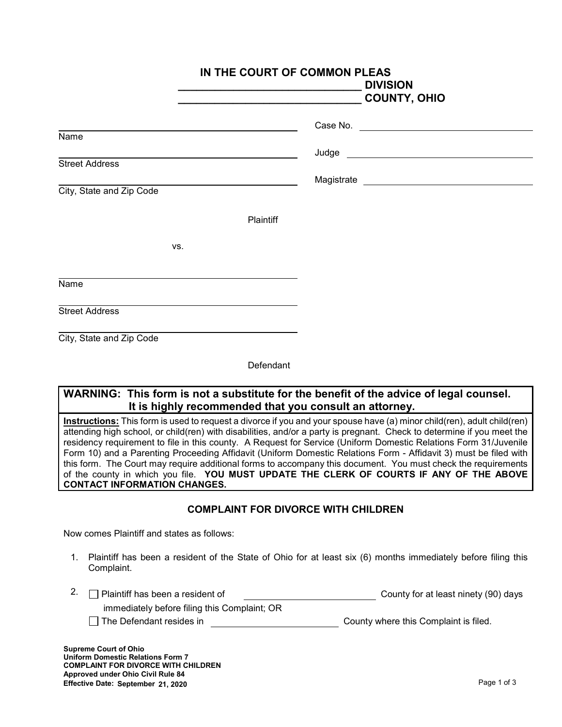# IN THE COURT OF COMMON PLEAS
## _______________________________ DIVISION
## _______________________________ COUNTY, OHIO

_______________________________________
Name

_______________________________________
Street Address

_______________________________________
City, State and Zip Code

Plaintiff

vs.

_______________________________________
Name

_______________________________________
Street Address

_______________________________________
City, State and Zip Code

Defendant

Case No. ______________________________

Judge ______________________________

Magistrate ______________________________

**WARNING: This form is not a substitute for the benefit of the advice of legal counsel. It is highly recommended that you consult an attorney.**

**Instructions:** This form is used to request a divorce if you and your spouse have (a) minor child(ren), adult child(ren) attending high school, or child(ren) with disabilities, and/or a party is pregnant. Check to determine if you meet the residency requirement to file in this county. A Request for Service (Uniform Domestic Relations Form 31/Juvenile Form 10) and a Parenting Proceeding Affidavit (Uniform Domestic Relations Form - Affidavit 3) must be filed with this form. The Court may require additional forms to accompany this document. You must check the requirements of the county in which you file. **YOU MUST UPDATE THE CLERK OF COURTS IF ANY OF THE ABOVE CONTACT INFORMATION CHANGES.**

### COMPLAINT FOR DIVORCE WITH CHILDREN

Now comes Plaintiff and states as follows:

1. Plaintiff has been a resident of the State of Ohio for at least six (6) months immediately before filing this Complaint.

2. ☐ Plaintiff has been a resident of ______________________ County for at least ninety (90) days immediately before filing this Complaint; OR
   ☐ The Defendant resides in ______________________ County where this Complaint is filed.

**Supreme Court of Ohio**
**Uniform Domestic Relations Form 7**
**COMPLAINT FOR DIVORCE WITH CHILDREN**
**Approved under Ohio Civil Rule 84**
**Effective Date: September 21, 2020**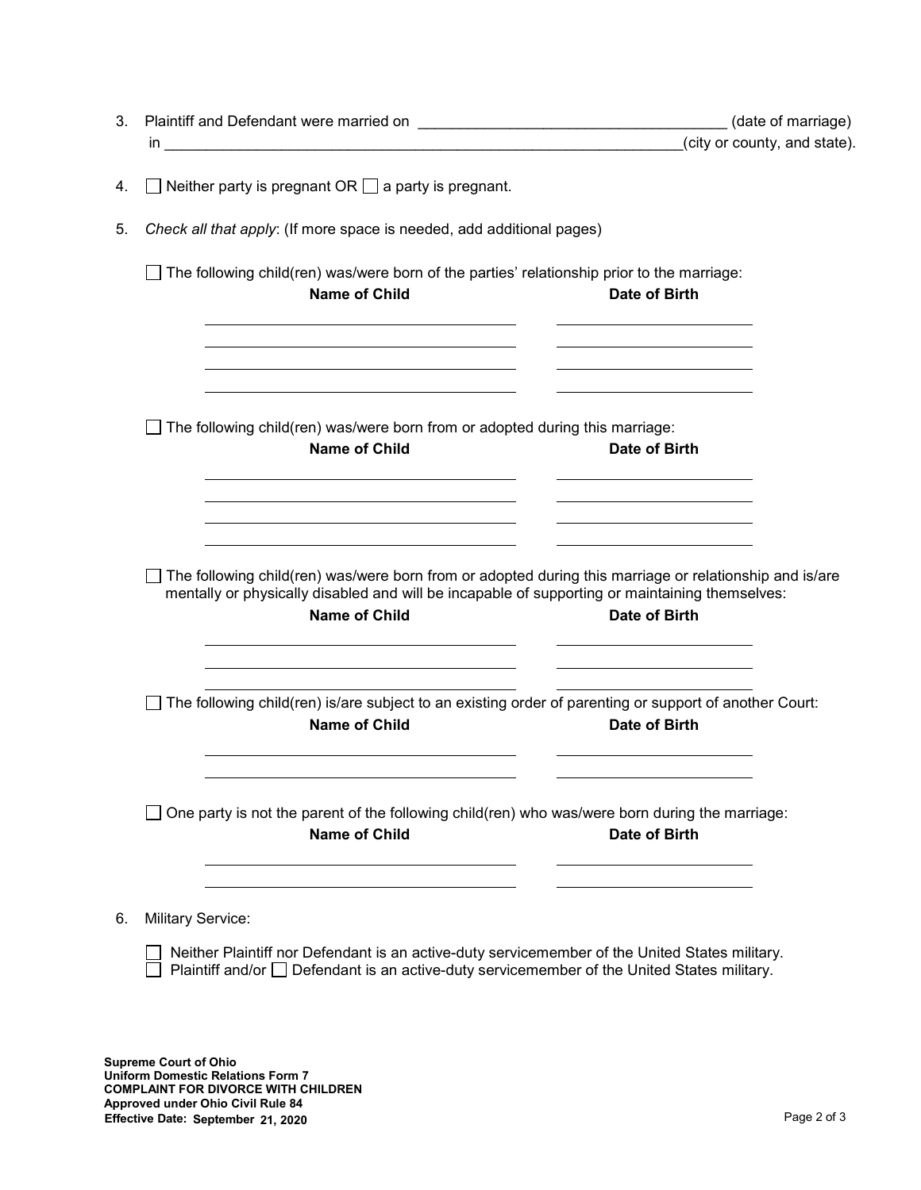3. Plaintiff and Defendant were married on ____________________________________ (date of marriage) in _______________________________________________________________(city or county, and state).

4. ☐ Neither party is pregnant OR ☐ a party is pregnant.

5. *Check all that apply*: (If more space is needed, add additional pages)

   ☐ The following child(ren) was/were born of the parties' relationship prior to the marriage:

| **Name of Child** | **Date of Birth** |
|---|---|
| | |
| | |
| | |
| | |

   ☐ The following child(ren) was/were born from or adopted during this marriage:

| **Name of Child** | **Date of Birth** |
|---|---|
| | |
| | |
| | |
| | |

   ☐ The following child(ren) was/were born from or adopted during this marriage or relationship and is/are mentally or physically disabled and will be incapable of supporting or maintaining themselves:

| **Name of Child** | **Date of Birth** |
|---|---|
| | |
| | |
| | |

   ☐ The following child(ren) is/are subject to an existing order of parenting or support of another Court:

| **Name of Child** | **Date of Birth** |
|---|---|
| | |
| | |

   ☐ One party is not the parent of the following child(ren) who was/were born during the marriage:

| **Name of Child** | **Date of Birth** |
|---|---|
| | |
| | |

6. Military Service:

   ☐ Neither Plaintiff nor Defendant is an active-duty servicemember of the United States military.
   ☐ Plaintiff and/or ☐ Defendant is an active-duty servicemember of the United States military.

**Supreme Court of Ohio**
**Uniform Domestic Relations Form 7**
**COMPLAINT FOR DIVORCE WITH CHILDREN**
**Approved under Ohio Civil Rule 84**
**Effective Date: September 21, 2020**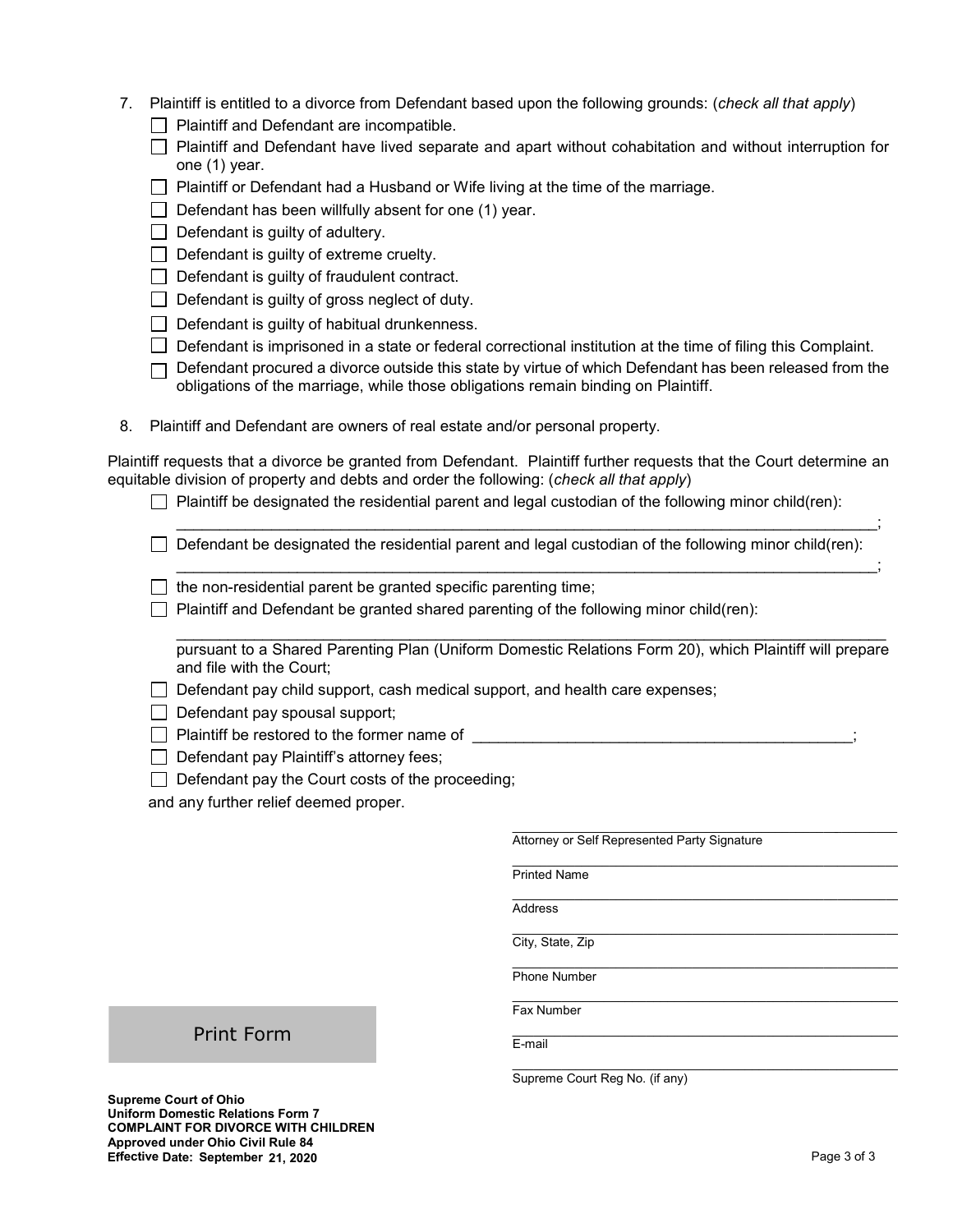7. Plaintiff is entitled to a divorce from Defendant based upon the following grounds: (*check all that apply*)
   - ☐ Plaintiff and Defendant are incompatible.
   - ☐ Plaintiff and Defendant have lived separate and apart without cohabitation and without interruption for one (1) year.
   - ☐ Plaintiff or Defendant had a Husband or Wife living at the time of the marriage.
   - ☐ Defendant has been willfully absent for one (1) year.
   - ☐ Defendant is guilty of adultery.
   - ☐ Defendant is guilty of extreme cruelty.
   - ☐ Defendant is guilty of fraudulent contract.
   - ☐ Defendant is guilty of gross neglect of duty.
   - ☐ Defendant is guilty of habitual drunkenness.
   - ☐ Defendant is imprisoned in a state or federal correctional institution at the time of filing this Complaint.
   - ☐ Defendant procured a divorce outside this state by virtue of which Defendant has been released from the obligations of the marriage, while those obligations remain binding on Plaintiff.

8. Plaintiff and Defendant are owners of real estate and/or personal property.

Plaintiff requests that a divorce be granted from Defendant. Plaintiff further requests that the Court determine an equitable division of property and debts and order the following: (*check all that apply*)

- ☐ Plaintiff be designated the residential parent and legal custodian of the following minor child(ren): ______________________________________________________________;
- ☐ Defendant be designated the residential parent and legal custodian of the following minor child(ren): ______________________________________________________________;
- ☐ the non-residential parent be granted specific parenting time;
- ☐ Plaintiff and Defendant be granted shared parenting of the following minor child(ren): ______________________________________________________________ pursuant to a Shared Parenting Plan (Uniform Domestic Relations Form 20), which Plaintiff will prepare and file with the Court;
- ☐ Defendant pay child support, cash medical support, and health care expenses;
- ☐ Defendant pay spousal support;
- ☐ Plaintiff be restored to the former name of ____________________________________;
- ☐ Defendant pay Plaintiff's attorney fees;
- ☐ Defendant pay the Court costs of the proceeding;

and any further relief deemed proper.

______________________________________
Attorney or Self Represented Party Signature

______________________________________
Printed Name

______________________________________
Address

______________________________________
City, State, Zip

______________________________________
Phone Number

______________________________________
Fax Number

______________________________________
E-mail

______________________________________
Supreme Court Reg No. (if any)

Print Form

**Supreme Court of Ohio**
**Uniform Domestic Relations Form 7**
**COMPLAINT FOR DIVORCE WITH CHILDREN**
**Approved under Ohio Civil Rule 84**
**Effective Date: September 21, 2020**